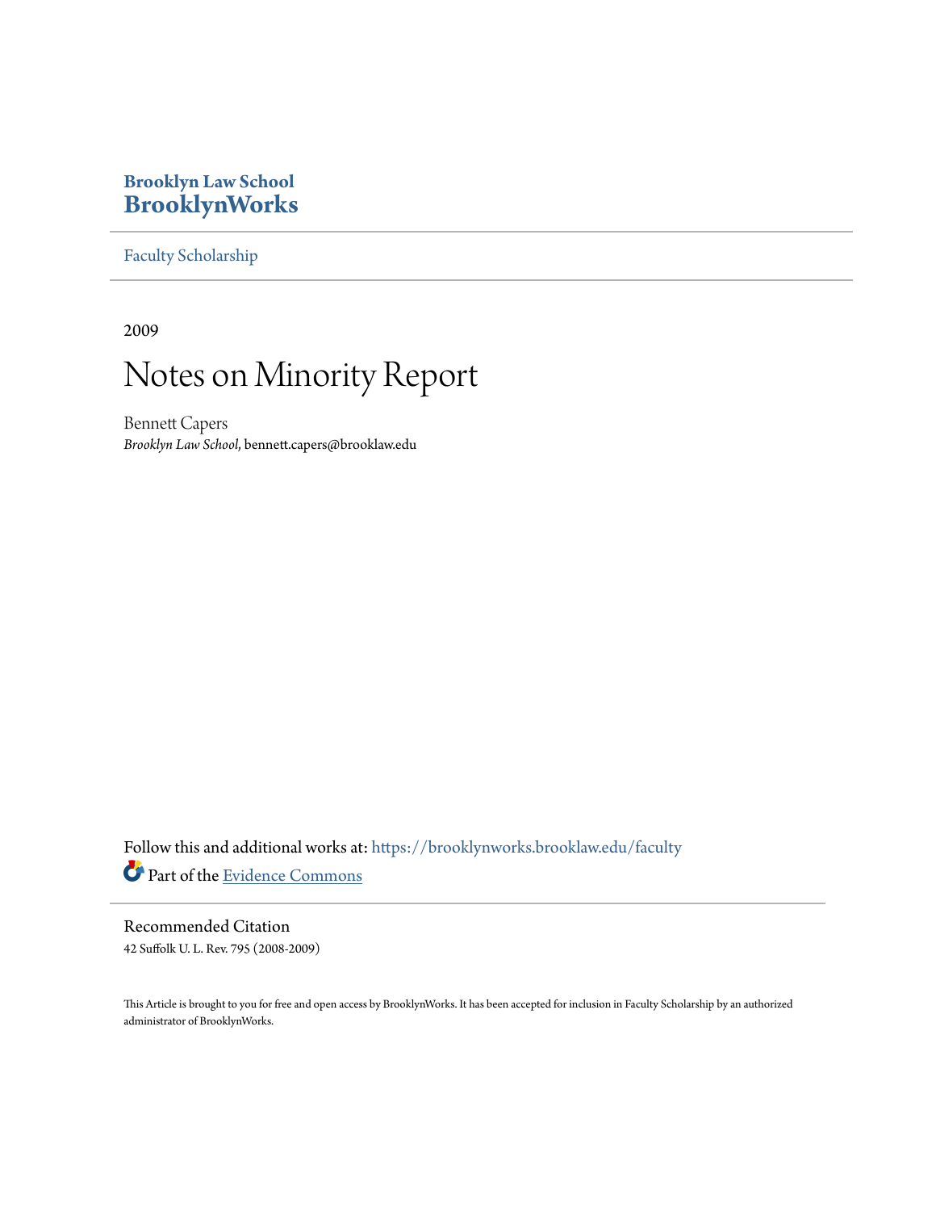**Brooklyn Law School**
**BrooklynWorks**

Faculty Scholarship

2009

# Notes on Minority Report

Bennett Capers
*Brooklyn Law School*, bennett.capers@brooklaw.edu

Follow this and additional works at: https://brooklynworks.brooklaw.edu/faculty

Part of the Evidence Commons

## Recommended Citation

42 Suffolk U. L. Rev. 795 (2008-2009)

This Article is brought to you for free and open access by BrooklynWorks. It has been accepted for inclusion in Faculty Scholarship by an authorized administrator of BrooklynWorks.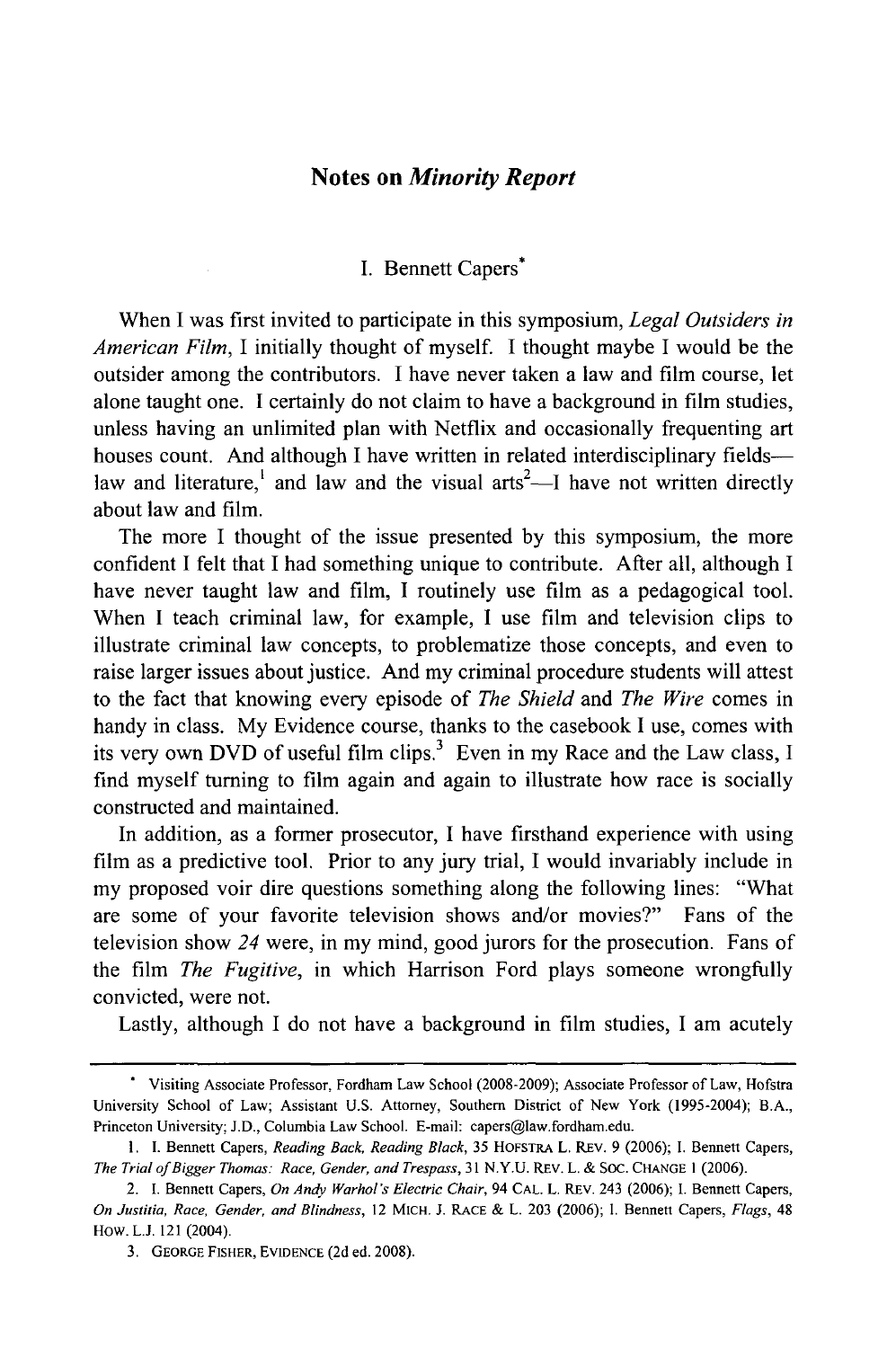# Notes on *Minority Report*

I. Bennett Capers*

When I was first invited to participate in this symposium, *Legal Outsiders in American Film*, I initially thought of myself. I thought maybe I would be the outsider among the contributors. I have never taken a law and film course, let alone taught one. I certainly do not claim to have a background in film studies, unless having an unlimited plan with Netflix and occasionally frequenting art houses count. And although I have written in related interdisciplinary fields—law and literature,[1] and law and the visual arts[2]—I have not written directly about law and film.

The more I thought of the issue presented by this symposium, the more confident I felt that I had something unique to contribute. After all, although I have never taught law and film, I routinely use film as a pedagogical tool. When I teach criminal law, for example, I use film and television clips to illustrate criminal law concepts, to problematize those concepts, and even to raise larger issues about justice. And my criminal procedure students will attest to the fact that knowing every episode of *The Shield* and *The Wire* comes in handy in class. My Evidence course, thanks to the casebook I use, comes with its very own DVD of useful film clips.[3] Even in my Race and the Law class, I find myself turning to film again and again to illustrate how race is socially constructed and maintained.

In addition, as a former prosecutor, I have firsthand experience with using film as a predictive tool. Prior to any jury trial, I would invariably include in my proposed voir dire questions something along the following lines: "What are some of your favorite television shows and/or movies?" Fans of the television show *24* were, in my mind, good jurors for the prosecution. Fans of the film *The Fugitive*, in which Harrison Ford plays someone wrongfully convicted, were not.

Lastly, although I do not have a background in film studies, I am acutely

---

\* Visiting Associate Professor, Fordham Law School (2008-2009); Associate Professor of Law, Hofstra University School of Law; Assistant U.S. Attorney, Southern District of New York (1995-2004); B.A., Princeton University; J.D., Columbia Law School. E-mail: capers@law.fordham.edu.

1. I. Bennett Capers, *Reading Back, Reading Black*, 35 HOFSTRA L. REV. 9 (2006); I. Bennett Capers, *The Trial of Bigger Thomas: Race, Gender, and Trespass*, 31 N.Y.U. REV. L. & SOC. CHANGE 1 (2006).

2. I. Bennett Capers, *On Andy Warhol's Electric Chair*, 94 CAL. L. REV. 243 (2006); I. Bennett Capers, *On Justitia, Race, Gender, and Blindness*, 12 MICH. J. RACE & L. 203 (2006); I. Bennett Capers, *Flags*, 48 HOW. L.J. 121 (2004).

3. GEORGE FISHER, EVIDENCE (2d ed. 2008).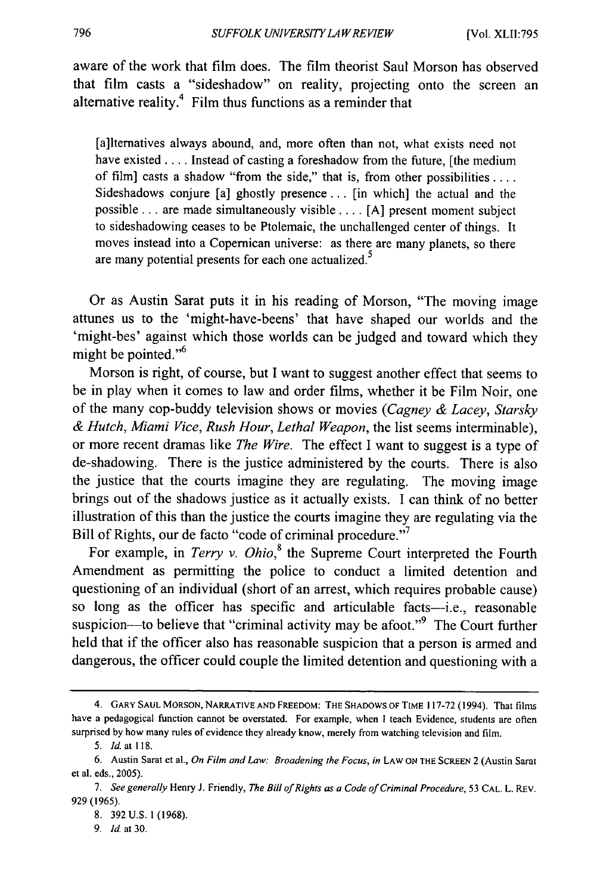aware of the work that film does. The film theorist Saul Morson has observed that film casts a "sideshadow" on reality, projecting onto the screen an alternative reality.[4] Film thus functions as a reminder that

> [a]lternatives always abound, and, more often than not, what exists need not have existed . . . . Instead of casting a foreshadow from the future, [the medium of film] casts a shadow "from the side," that is, from other possibilities . . . . Sideshadows conjure [a] ghostly presence . . . [in which] the actual and the possible . . . are made simultaneously visible . . . . [A] present moment subject to sideshadowing ceases to be Ptolemaic, the unchallenged center of things. It moves instead into a Copernican universe: as there are many planets, so there are many potential presents for each one actualized.[5]

Or as Austin Sarat puts it in his reading of Morson, "The moving image attunes us to the 'might-have-beens' that have shaped our worlds and the 'might-bes' against which those worlds can be judged and toward which they might be pointed."[6]

Morson is right, of course, but I want to suggest another effect that seems to be in play when it comes to law and order films, whether it be Film Noir, one of the many cop-buddy television shows or movies (*Cagney & Lacey*, *Starsky & Hutch*, *Miami Vice*, *Rush Hour*, *Lethal Weapon*, the list seems interminable), or more recent dramas like *The Wire*. The effect I want to suggest is a type of de-shadowing. There is the justice administered by the courts. There is also the justice that the courts imagine they are regulating. The moving image brings out of the shadows justice as it actually exists. I can think of no better illustration of this than the justice the courts imagine they are regulating via the Bill of Rights, our de facto "code of criminal procedure."[7]

For example, in *Terry v. Ohio*,[8] the Supreme Court interpreted the Fourth Amendment as permitting the police to conduct a limited detention and questioning of an individual (short of an arrest, which requires probable cause) so long as the officer has specific and articulable facts—i.e., reasonable suspicion—to believe that "criminal activity may be afoot."[9] The Court further held that if the officer also has reasonable suspicion that a person is armed and dangerous, the officer could couple the limited detention and questioning with a

---

4. GARY SAUL MORSON, NARRATIVE AND FREEDOM: THE SHADOWS OF TIME 117-72 (1994). That films have a pedagogical function cannot be overstated. For example, when I teach Evidence, students are often surprised by how many rules of evidence they already know, merely from watching television and film.

5. *Id.* at 118.

6. Austin Sarat et al., *On Film and Law: Broadening the Focus*, *in* LAW ON THE SCREEN 2 (Austin Sarat et al. eds., 2005).

7. *See generally* Henry J. Friendly, *The Bill of Rights as a Code of Criminal Procedure*, 53 CAL. L. REV. 929 (1965).

8. 392 U.S. 1 (1968).

9. *Id.* at 30.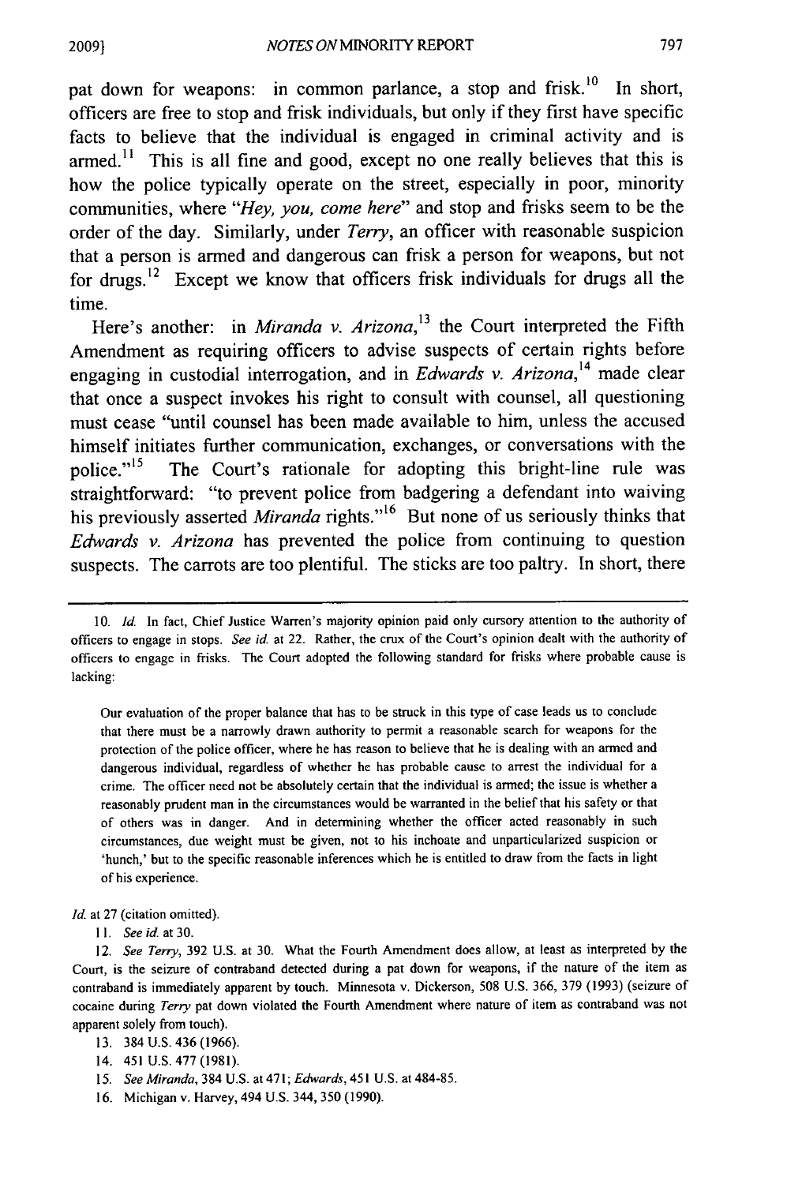pat down for weapons: in common parlance, a stop and frisk.[10] In short, officers are free to stop and frisk individuals, but only if they first have specific facts to believe that the individual is engaged in criminal activity and is armed.[11] This is all fine and good, except no one really believes that this is how the police typically operate on the street, especially in poor, minority communities, where "*Hey, you, come here*" and stop and frisks seem to be the order of the day. Similarly, under *Terry*, an officer with reasonable suspicion that a person is armed and dangerous can frisk a person for weapons, but not for drugs.[12] Except we know that officers frisk individuals for drugs all the time.

Here's another: in *Miranda v. Arizona*,[13] the Court interpreted the Fifth Amendment as requiring officers to advise suspects of certain rights before engaging in custodial interrogation, and in *Edwards v. Arizona*,[14] made clear that once a suspect invokes his right to consult with counsel, all questioning must cease "until counsel has been made available to him, unless the accused himself initiates further communication, exchanges, or conversations with the police."[15] The Court's rationale for adopting this bright-line rule was straightforward: "to prevent police from badgering a defendant into waiving his previously asserted *Miranda* rights."[16] But none of us seriously thinks that *Edwards v. Arizona* has prevented the police from continuing to question suspects. The carrots are too plentiful. The sticks are too paltry. In short, there

---

10. *Id.* In fact, Chief Justice Warren's majority opinion paid only cursory attention to the authority of officers to engage in stops. *See id.* at 22. Rather, the crux of the Court's opinion dealt with the authority of officers to engage in frisks. The Court adopted the following standard for frisks where probable cause is lacking:

> Our evaluation of the proper balance that has to be struck in this type of case leads us to conclude that there must be a narrowly drawn authority to permit a reasonable search for weapons for the protection of the police officer, where he has reason to believe that he is dealing with an armed and dangerous individual, regardless of whether he has probable cause to arrest the individual for a crime. The officer need not be absolutely certain that the individual is armed; the issue is whether a reasonably prudent man in the circumstances would be warranted in the belief that his safety or that of others was in danger. And in determining whether the officer acted reasonably in such circumstances, due weight must be given, not to his inchoate and unparticularized suspicion or 'hunch,' but to the specific reasonable inferences which he is entitled to draw from the facts in light of his experience.

*Id.* at 27 (citation omitted).

11. *See id.* at 30.

12. *See Terry*, 392 U.S. at 30. What the Fourth Amendment does allow, at least as interpreted by the Court, is the seizure of contraband detected during a pat down for weapons, if the nature of the item as contraband is immediately apparent by touch. Minnesota v. Dickerson, 508 U.S. 366, 379 (1993) (seizure of cocaine during *Terry* pat down violated the Fourth Amendment where nature of item as contraband was not apparent solely from touch).

13. 384 U.S. 436 (1966).

14. 451 U.S. 477 (1981).

15. *See Miranda*, 384 U.S. at 471; *Edwards*, 451 U.S. at 484-85.

16. Michigan v. Harvey, 494 U.S. 344, 350 (1990).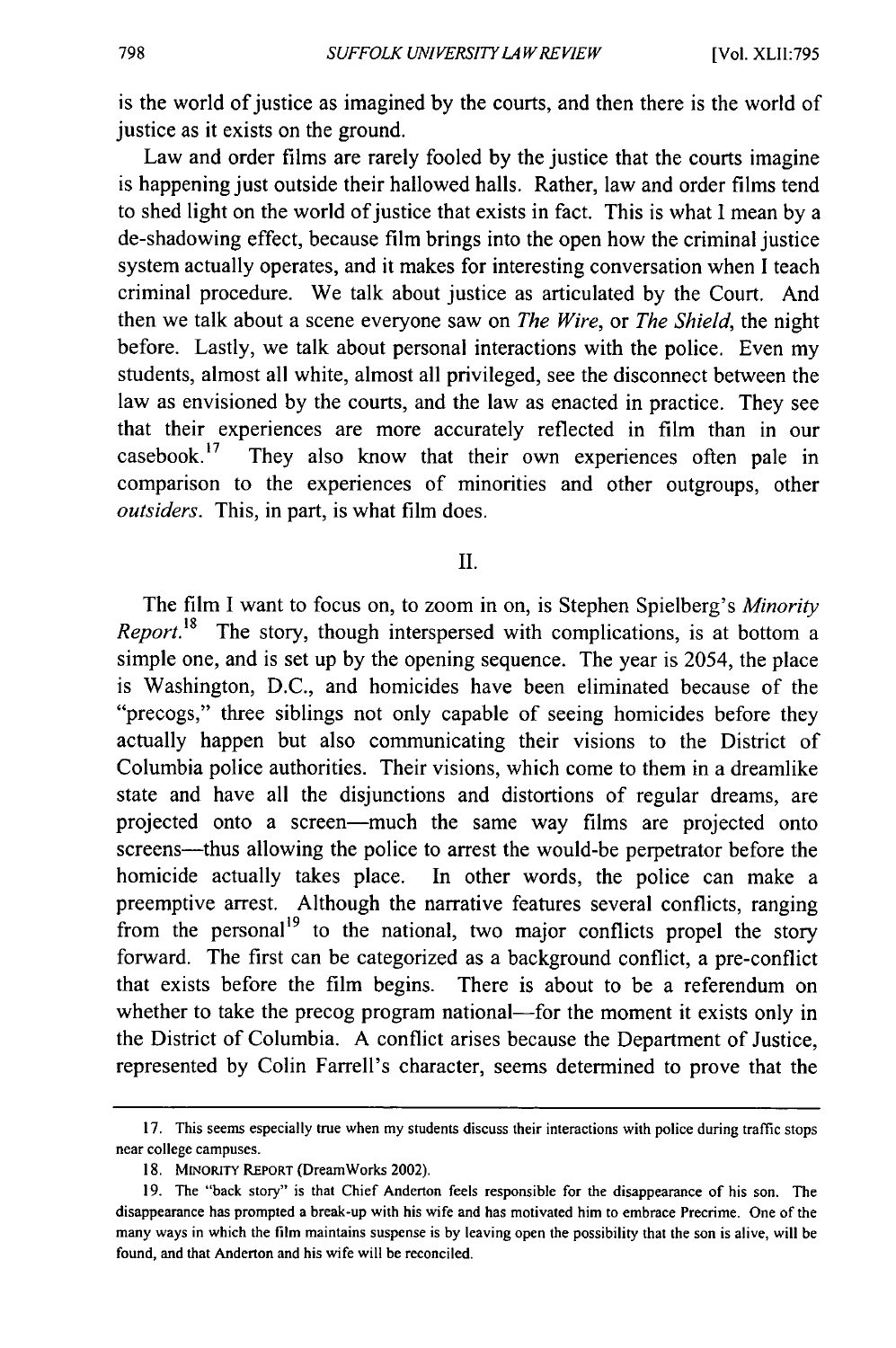is the world of justice as imagined by the courts, and then there is the world of justice as it exists on the ground.

Law and order films are rarely fooled by the justice that the courts imagine is happening just outside their hallowed halls. Rather, law and order films tend to shed light on the world of justice that exists in fact. This is what I mean by a de-shadowing effect, because film brings into the open how the criminal justice system actually operates, and it makes for interesting conversation when I teach criminal procedure. We talk about justice as articulated by the Court. And then we talk about a scene everyone saw on *The Wire*, or *The Shield*, the night before. Lastly, we talk about personal interactions with the police. Even my students, almost all white, almost all privileged, see the disconnect between the law as envisioned by the courts, and the law as enacted in practice. They see that their experiences are more accurately reflected in film than in our casebook.[17] They also know that their own experiences often pale in comparison to the experiences of minorities and other outgroups, other *outsiders*. This, in part, is what film does.

## II.

The film I want to focus on, to zoom in on, is Stephen Spielberg's *Minority Report*.[18] The story, though interspersed with complications, is at bottom a simple one, and is set up by the opening sequence. The year is 2054, the place is Washington, D.C., and homicides have been eliminated because of the "precogs," three siblings not only capable of seeing homicides before they actually happen but also communicating their visions to the District of Columbia police authorities. Their visions, which come to them in a dreamlike state and have all the disjunctions and distortions of regular dreams, are projected onto a screen—much the same way films are projected onto screens—thus allowing the police to arrest the would-be perpetrator before the homicide actually takes place. In other words, the police can make a preemptive arrest. Although the narrative features several conflicts, ranging from the personal[19] to the national, two major conflicts propel the story forward. The first can be categorized as a background conflict, a pre-conflict that exists before the film begins. There is about to be a referendum on whether to take the precog program national—for the moment it exists only in the District of Columbia. A conflict arises because the Department of Justice, represented by Colin Farrell's character, seems determined to prove that the

---

17. This seems especially true when my students discuss their interactions with police during traffic stops near college campuses.

18. MINORITY REPORT (DreamWorks 2002).

19. The "back story" is that Chief Anderton feels responsible for the disappearance of his son. The disappearance has prompted a break-up with his wife and has motivated him to embrace Precrime. One of the many ways in which the film maintains suspense is by leaving open the possibility that the son is alive, will be found, and that Anderton and his wife will be reconciled.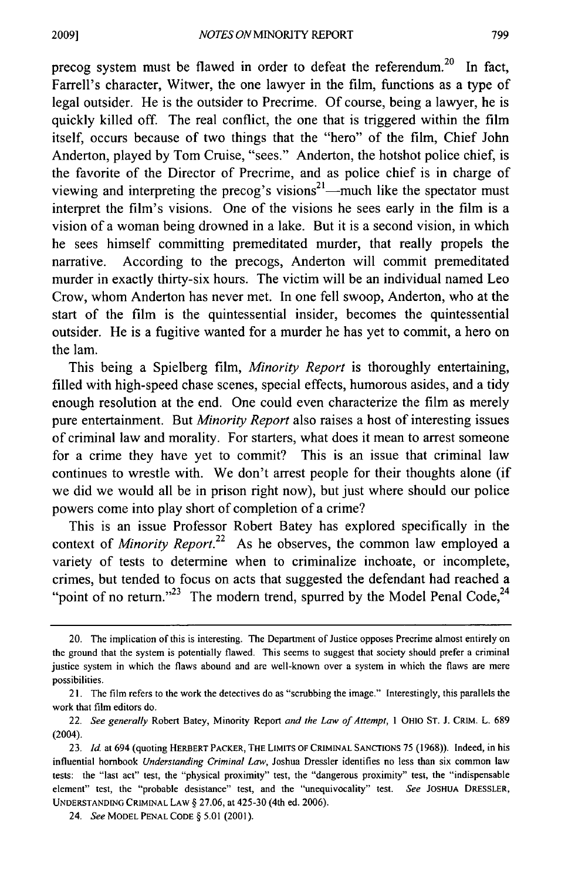precog system must be flawed in order to defeat the referendum.[20] In fact, Farrell's character, Witwer, the one lawyer in the film, functions as a type of legal outsider. He is the outsider to Precrime. Of course, being a lawyer, he is quickly killed off. The real conflict, the one that is triggered within the film itself, occurs because of two things that the "hero" of the film, Chief John Anderton, played by Tom Cruise, "sees." Anderton, the hotshot police chief, is the favorite of the Director of Precrime, and as police chief is in charge of viewing and interpreting the precog's visions[21]—much like the spectator must interpret the film's visions. One of the visions he sees early in the film is a vision of a woman being drowned in a lake. But it is a second vision, in which he sees himself committing premeditated murder, that really propels the narrative. According to the precogs, Anderton will commit premeditated murder in exactly thirty-six hours. The victim will be an individual named Leo Crow, whom Anderton has never met. In one fell swoop, Anderton, who at the start of the film is the quintessential insider, becomes the quintessential outsider. He is a fugitive wanted for a murder he has yet to commit, a hero on the lam.

This being a Spielberg film, *Minority Report* is thoroughly entertaining, filled with high-speed chase scenes, special effects, humorous asides, and a tidy enough resolution at the end. One could even characterize the film as merely pure entertainment. But *Minority Report* also raises a host of interesting issues of criminal law and morality. For starters, what does it mean to arrest someone for a crime they have yet to commit? This is an issue that criminal law continues to wrestle with. We don't arrest people for their thoughts alone (if we did we would all be in prison right now), but just where should our police powers come into play short of completion of a crime?

This is an issue Professor Robert Batey has explored specifically in the context of *Minority Report*.[22] As he observes, the common law employed a variety of tests to determine when to criminalize inchoate, or incomplete, crimes, but tended to focus on acts that suggested the defendant had reached a "point of no return."[23] The modern trend, spurred by the Model Penal Code,[24]

---

20. The implication of this is interesting. The Department of Justice opposes Precrime almost entirely on the ground that the system is potentially flawed. This seems to suggest that society should prefer a criminal justice system in which the flaws abound and are well-known over a system in which the flaws are mere possibilities.

21. The film refers to the work the detectives do as "scrubbing the image." Interestingly, this parallels the work that film editors do.

22. *See generally* Robert Batey, Minority Report *and the Law of Attempt*, 1 OHIO ST. J. CRIM. L. 689 (2004).

23. *Id.* at 694 (quoting HERBERT PACKER, THE LIMITS OF CRIMINAL SANCTIONS 75 (1968)). Indeed, in his influential hornbook *Understanding Criminal Law*, Joshua Dressler identifies no less than six common law tests: the "last act" test, the "physical proximity" test, the "dangerous proximity" test, the "indispensable element" test, the "probable desistance" test, and the "unequivocality" test. *See* JOSHUA DRESSLER, UNDERSTANDING CRIMINAL LAW § 27.06, at 425-30 (4th ed. 2006).

24. *See* MODEL PENAL CODE § 5.01 (2001).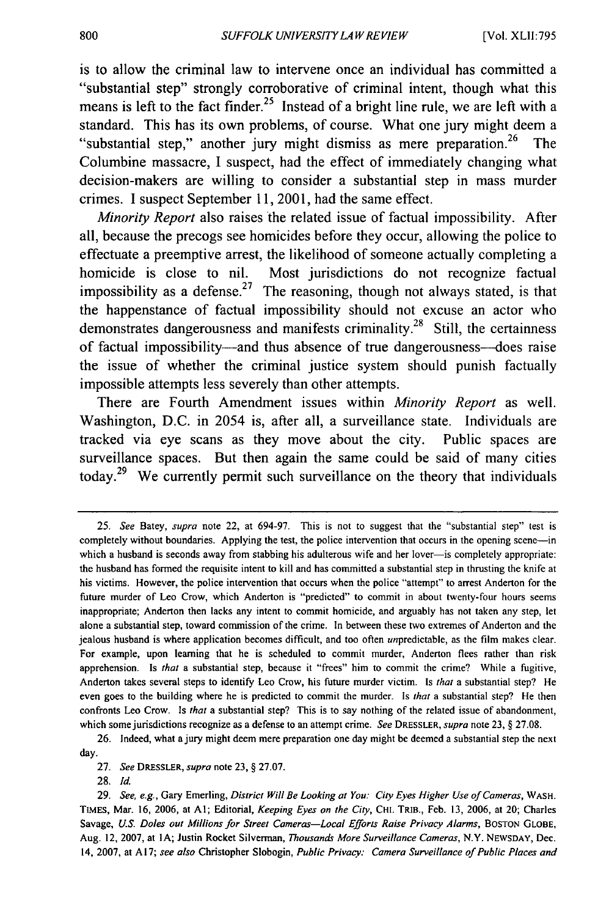is to allow the criminal law to intervene once an individual has committed a "substantial step" strongly corroborative of criminal intent, though what this means is left to the fact finder.[25] Instead of a bright line rule, we are left with a standard. This has its own problems, of course. What one jury might deem a "substantial step," another jury might dismiss as mere preparation.[26] The Columbine massacre, I suspect, had the effect of immediately changing what decision-makers are willing to consider a substantial step in mass murder crimes. I suspect September 11, 2001, had the same effect.

*Minority Report* also raises the related issue of factual impossibility. After all, because the precogs see homicides before they occur, allowing the police to effectuate a preemptive arrest, the likelihood of someone actually completing a homicide is close to nil. Most jurisdictions do not recognize factual impossibility as a defense.[27] The reasoning, though not always stated, is that the happenstance of factual impossibility should not excuse an actor who demonstrates dangerousness and manifests criminality.[28] Still, the certainness of factual impossibility—and thus absence of true dangerousness—does raise the issue of whether the criminal justice system should punish factually impossible attempts less severely than other attempts.

There are Fourth Amendment issues within *Minority Report* as well. Washington, D.C. in 2054 is, after all, a surveillance state. Individuals are tracked via eye scans as they move about the city. Public spaces are surveillance spaces. But then again the same could be said of many cities today.[29] We currently permit such surveillance on the theory that individuals

---

25. *See* Batey, *supra* note 22, at 694-97. This is not to suggest that the "substantial step" test is completely without boundaries. Applying the test, the police intervention that occurs in the opening scene—in which a husband is seconds away from stabbing his adulterous wife and her lover—is completely appropriate: the husband has formed the requisite intent to kill and has committed a substantial step in thrusting the knife at his victims. However, the police intervention that occurs when the police "attempt" to arrest Anderton for the future murder of Leo Crow, which Anderton is "predicted" to commit in about twenty-four hours seems inappropriate; Anderton then lacks any intent to commit homicide, and arguably has not taken any step, let alone a substantial step, toward commission of the crime. In between these two extremes of Anderton and the jealous husband is where application becomes difficult, and too often *un*predictable, as the film makes clear. For example, upon learning that he is scheduled to commit murder, Anderton flees rather than risk apprehension. Is *that* a substantial step, because it "frees" him to commit the crime? While a fugitive, Anderton takes several steps to identify Leo Crow, his future murder victim. Is *that* a substantial step? He even goes to the building where he is predicted to commit the murder. Is *that* a substantial step? He then confronts Leo Crow. Is *that* a substantial step? This is to say nothing of the related issue of abandonment, which some jurisdictions recognize as a defense to an attempt crime. *See* DRESSLER, *supra* note 23, § 27.08.

26. Indeed, what a jury might deem mere preparation one day might be deemed a substantial step the next day.

27. *See* DRESSLER, *supra* note 23, § 27.07.

28. *Id.*

29. *See, e.g.*, Gary Emerling, *District Will Be Looking at You: City Eyes Higher Use of Cameras*, WASH. TIMES, Mar. 16, 2006, at A1; Editorial, *Keeping Eyes on the City*, CHI. TRIB., Feb. 13, 2006, at 20; Charles Savage, *U.S. Doles out Millions for Street Cameras—Local Efforts Raise Privacy Alarms*, BOSTON GLOBE, Aug. 12, 2007, at 1A; Justin Rocket Silverman, *Thousands More Surveillance Cameras*, N.Y. NEWSDAY, Dec. 14, 2007, at A17; *see also* Christopher Slobogin, *Public Privacy: Camera Surveillance of Public Places and*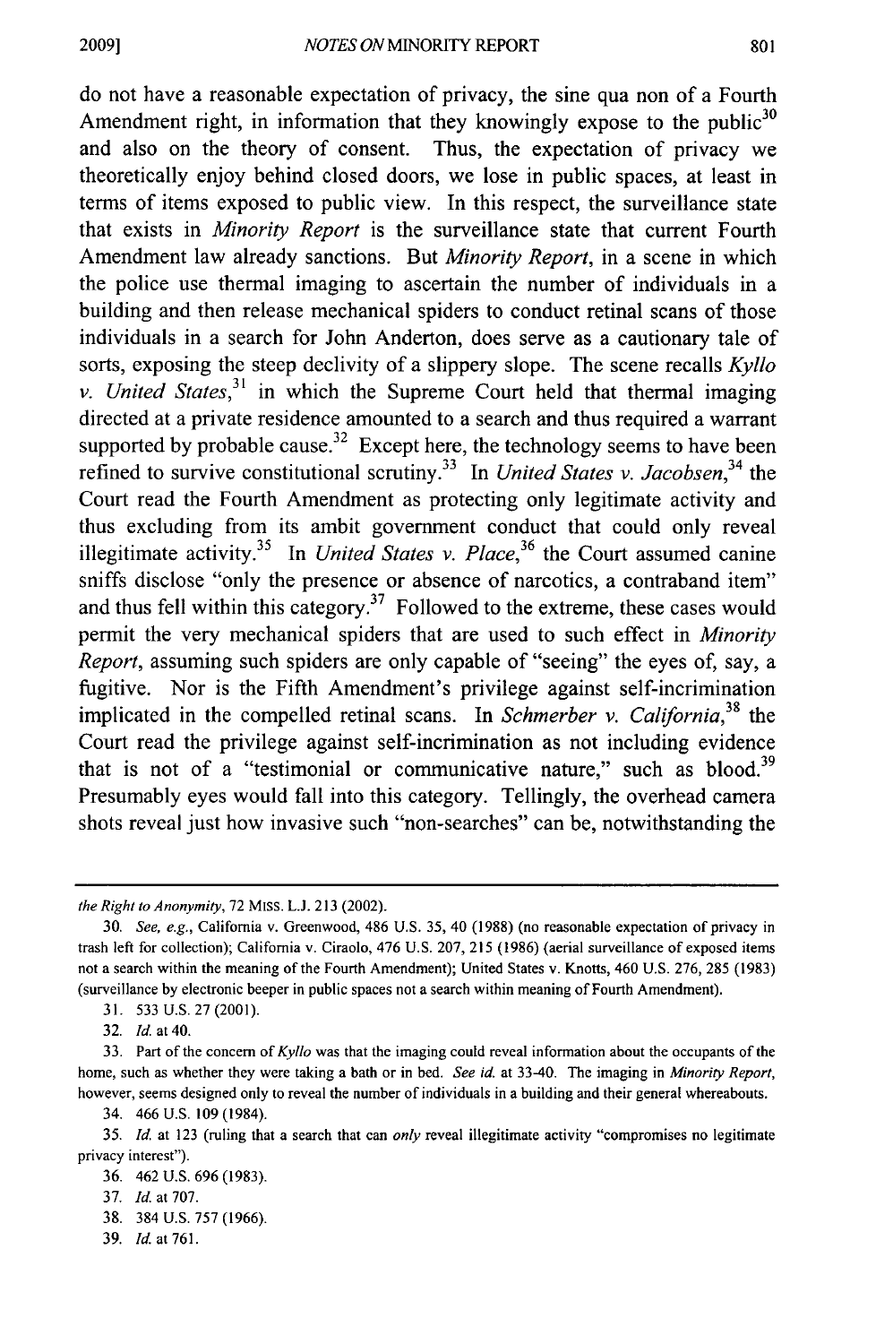do not have a reasonable expectation of privacy, the sine qua non of a Fourth Amendment right, in information that they knowingly expose to the public[30] and also on the theory of consent. Thus, the expectation of privacy we theoretically enjoy behind closed doors, we lose in public spaces, at least in terms of items exposed to public view. In this respect, the surveillance state that exists in *Minority Report* is the surveillance state that current Fourth Amendment law already sanctions. But *Minority Report*, in a scene in which the police use thermal imaging to ascertain the number of individuals in a building and then release mechanical spiders to conduct retinal scans of those individuals in a search for John Anderton, does serve as a cautionary tale of sorts, exposing the steep declivity of a slippery slope. The scene recalls *Kyllo v. United States*,[31] in which the Supreme Court held that thermal imaging directed at a private residence amounted to a search and thus required a warrant supported by probable cause.[32] Except here, the technology seems to have been refined to survive constitutional scrutiny.[33] In *United States v. Jacobsen*,[34] the Court read the Fourth Amendment as protecting only legitimate activity and thus excluding from its ambit government conduct that could only reveal illegitimate activity.[35] In *United States v. Place*,[36] the Court assumed canine sniffs disclose "only the presence or absence of narcotics, a contraband item" and thus fell within this category.[37] Followed to the extreme, these cases would permit the very mechanical spiders that are used to such effect in *Minority Report*, assuming such spiders are only capable of "seeing" the eyes of, say, a fugitive. Nor is the Fifth Amendment's privilege against self-incrimination implicated in the compelled retinal scans. In *Schmerber v. California*,[38] the Court read the privilege against self-incrimination as not including evidence that is not of a "testimonial or communicative nature," such as blood.[39] Presumably eyes would fall into this category. Tellingly, the overhead camera shots reveal just how invasive such "non-searches" can be, notwithstanding the

---

*the Right to Anonymity*, 72 MISS. L.J. 213 (2002).

30. *See, e.g.*, California v. Greenwood, 486 U.S. 35, 40 (1988) (no reasonable expectation of privacy in trash left for collection); California v. Ciraolo, 476 U.S. 207, 215 (1986) (aerial surveillance of exposed items not a search within the meaning of the Fourth Amendment); United States v. Knotts, 460 U.S. 276, 285 (1983) (surveillance by electronic beeper in public spaces not a search within meaning of Fourth Amendment).

31. 533 U.S. 27 (2001).

32. *Id.* at 40.

33. Part of the concern of *Kyllo* was that the imaging could reveal information about the occupants of the home, such as whether they were taking a bath or in bed. *See id.* at 33-40. The imaging in *Minority Report*, however, seems designed only to reveal the number of individuals in a building and their general whereabouts.

34. 466 U.S. 109 (1984).

35. *Id.* at 123 (ruling that a search that can *only* reveal illegitimate activity "compromises no legitimate privacy interest").

36. 462 U.S. 696 (1983).

37. *Id.* at 707.

38. 384 U.S. 757 (1966).

39. *Id.* at 761.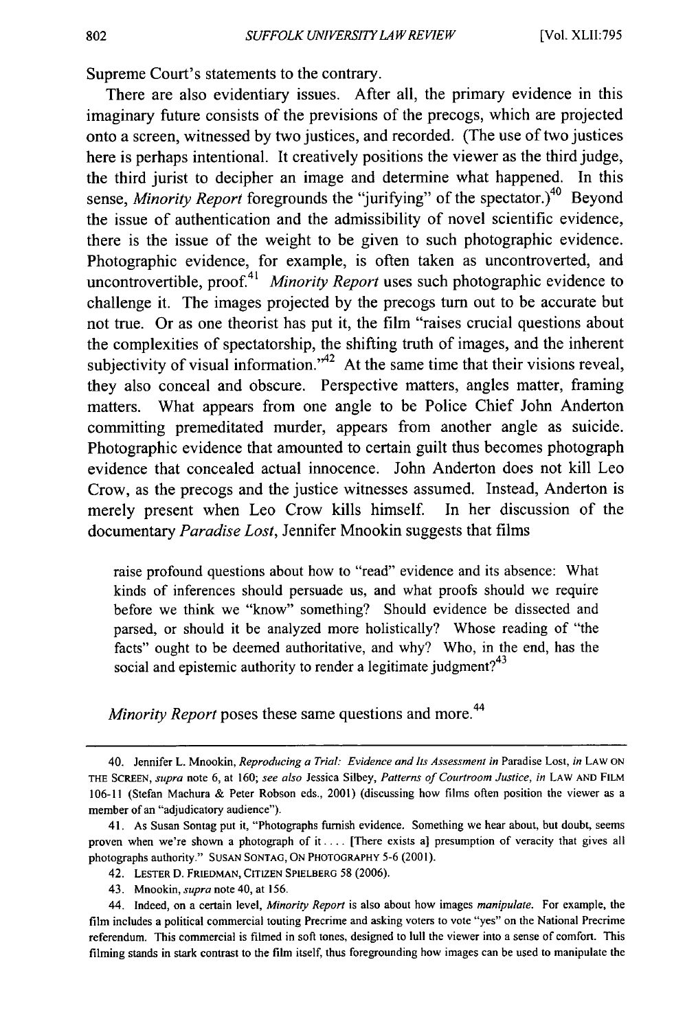Supreme Court's statements to the contrary.

There are also evidentiary issues. After all, the primary evidence in this imaginary future consists of the previsions of the precogs, which are projected onto a screen, witnessed by two justices, and recorded. (The use of two justices here is perhaps intentional. It creatively positions the viewer as the third judge, the third jurist to decipher an image and determine what happened. In this sense, *Minority Report* foregrounds the "jurifying" of the spectator.)[40] Beyond the issue of authentication and the admissibility of novel scientific evidence, there is the issue of the weight to be given to such photographic evidence. Photographic evidence, for example, is often taken as uncontroverted, and uncontrovertible, proof.[41] *Minority Report* uses such photographic evidence to challenge it. The images projected by the precogs turn out to be accurate but not true. Or as one theorist has put it, the film "raises crucial questions about the complexities of spectatorship, the shifting truth of images, and the inherent subjectivity of visual information."[42] At the same time that their visions reveal, they also conceal and obscure. Perspective matters, angles matter, framing matters. What appears from one angle to be Police Chief John Anderton committing premeditated murder, appears from another angle as suicide. Photographic evidence that amounted to certain guilt thus becomes photograph evidence that concealed actual innocence. John Anderton does not kill Leo Crow, as the precogs and the justice witnesses assumed. Instead, Anderton is merely present when Leo Crow kills himself. In her discussion of the documentary *Paradise Lost*, Jennifer Mnookin suggests that films

> raise profound questions about how to "read" evidence and its absence: What kinds of inferences should persuade us, and what proofs should we require before we think we "know" something? Should evidence be dissected and parsed, or should it be analyzed more holistically? Whose reading of "the facts" ought to be deemed authoritative, and why? Who, in the end, has the social and epistemic authority to render a legitimate judgment?[43]

*Minority Report* poses these same questions and more.[44]

---

40. Jennifer L. Mnookin, *Reproducing a Trial: Evidence and Its Assessment in* Paradise Lost, *in* LAW ON THE SCREEN, *supra* note 6, at 160; *see also* Jessica Silbey, *Patterns of Courtroom Justice*, *in* LAW AND FILM 106-11 (Stefan Machura & Peter Robson eds., 2001) (discussing how films often position the viewer as a member of an "adjudicatory audience").

41. As Susan Sontag put it, "Photographs furnish evidence. Something we hear about, but doubt, seems proven when we're shown a photograph of it . . . . [There exists a] presumption of veracity that gives all photographs authority." SUSAN SONTAG, ON PHOTOGRAPHY 5-6 (2001).

42. LESTER D. FRIEDMAN, CITIZEN SPIELBERG 58 (2006).

43. Mnookin, *supra* note 40, at 156.

44. Indeed, on a certain level, *Minority Report* is also about how images *manipulate*. For example, the film includes a political commercial touting Precrime and asking voters to vote "yes" on the National Precrime referendum. This commercial is filmed in soft tones, designed to lull the viewer into a sense of comfort. This filming stands in stark contrast to the film itself, thus foregrounding how images can be used to manipulate the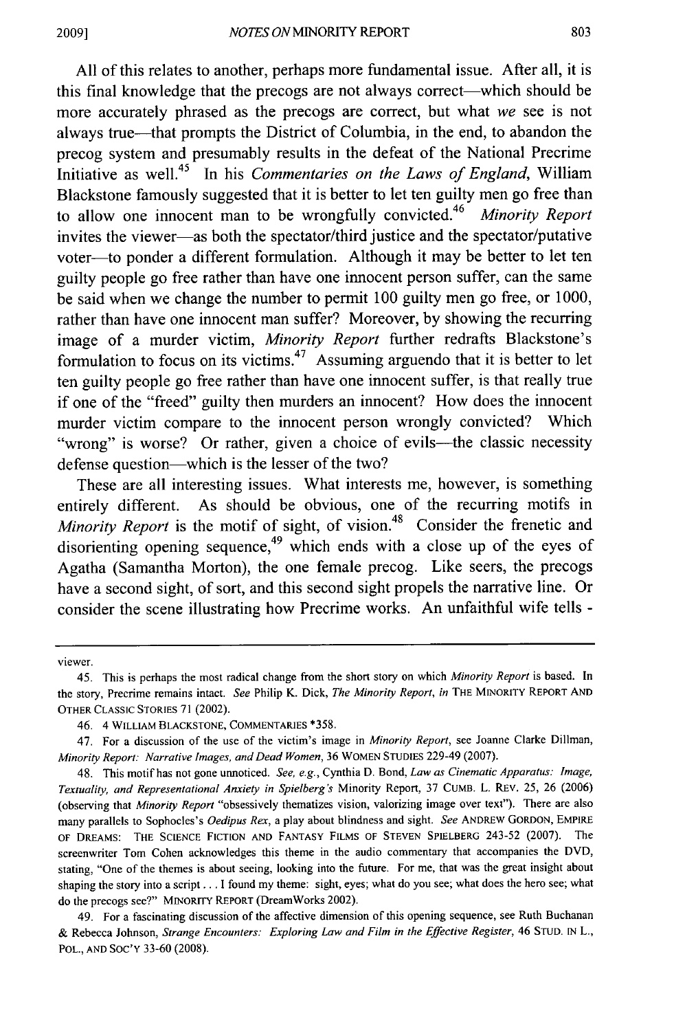All of this relates to another, perhaps more fundamental issue. After all, it is this final knowledge that the precogs are not always correct—which should be more accurately phrased as the precogs are correct, but what *we* see is not always true—that prompts the District of Columbia, in the end, to abandon the precog system and presumably results in the defeat of the National Precrime Initiative as well.[45] In his *Commentaries on the Laws of England*, William Blackstone famously suggested that it is better to let ten guilty men go free than to allow one innocent man to be wrongfully convicted.[46] *Minority Report* invites the viewer—as both the spectator/third justice and the spectator/putative voter—to ponder a different formulation. Although it may be better to let ten guilty people go free rather than have one innocent person suffer, can the same be said when we change the number to permit 100 guilty men go free, or 1000, rather than have one innocent man suffer? Moreover, by showing the recurring image of a murder victim, *Minority Report* further redrafts Blackstone's formulation to focus on its victims.[47] Assuming arguendo that it is better to let ten guilty people go free rather than have one innocent suffer, is that really true if one of the "freed" guilty then murders an innocent? How does the innocent murder victim compare to the innocent person wrongly convicted? Which "wrong" is worse? Or rather, given a choice of evils—the classic necessity defense question—which is the lesser of the two?

These are all interesting issues. What interests me, however, is something entirely different. As should be obvious, one of the recurring motifs in *Minority Report* is the motif of sight, of vision.[48] Consider the frenetic and disorienting opening sequence,[49] which ends with a close up of the eyes of Agatha (Samantha Morton), the one female precog. Like seers, the precogs have a second sight, of sort, and this second sight propels the narrative line. Or consider the scene illustrating how Precrime works. An unfaithful wife tells -

---

viewer.

45. This is perhaps the most radical change from the short story on which *Minority Report* is based. In the story, Precrime remains intact. *See* Philip K. Dick, *The Minority Report*, *in* THE MINORITY REPORT AND OTHER CLASSIC STORIES 71 (2002).

46. 4 WILLIAM BLACKSTONE, COMMENTARIES *358.

47. For a discussion of the use of the victim's image in *Minority Report*, see Joanne Clarke Dillman, *Minority Report: Narrative Images, and Dead Women*, 36 WOMEN STUDIES 229-49 (2007).

48. This motif has not gone unnoticed. *See, e.g.*, Cynthia D. Bond, *Law as Cinematic Apparatus: Image, Textuality, and Representational Anxiety in Spielberg's* Minority Report, 37 CUMB. L. REV. 25, 26 (2006) (observing that *Minority Report* "obsessively thematizes vision, valorizing image over text"). There are also many parallels to Sophocles's *Oedipus Rex*, a play about blindness and sight. *See* ANDREW GORDON, EMPIRE OF DREAMS: THE SCIENCE FICTION AND FANTASY FILMS OF STEVEN SPIELBERG 243-52 (2007). The screenwriter Tom Cohen acknowledges this theme in the audio commentary that accompanies the DVD, stating, "One of the themes is about seeing, looking into the future. For me, that was the great insight about shaping the story into a script . . . I found my theme: sight, eyes; what do you see; what does the hero see; what do the precogs see?" MINORITY REPORT (DreamWorks 2002).

49. For a fascinating discussion of the affective dimension of this opening sequence, see Ruth Buchanan & Rebecca Johnson, *Strange Encounters: Exploring Law and Film in the Effective Register*, 46 STUD. IN L., POL., AND SOC'Y 33-60 (2008).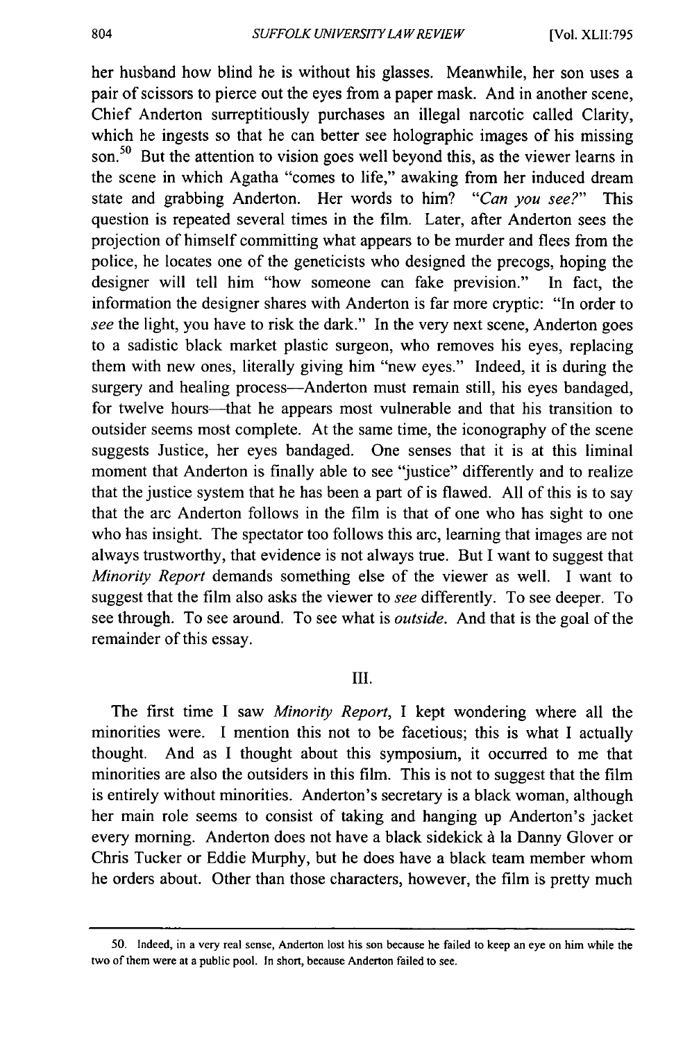her husband how blind he is without his glasses. Meanwhile, her son uses a pair of scissors to pierce out the eyes from a paper mask. And in another scene, Chief Anderton surreptitiously purchases an illegal narcotic called Clarity, which he ingests so that he can better see holographic images of his missing son.[50] But the attention to vision goes well beyond this, as the viewer learns in the scene in which Agatha "comes to life," awaking from her induced dream state and grabbing Anderton. Her words to him? *"Can you see?"* This question is repeated several times in the film. Later, after Anderton sees the projection of himself committing what appears to be murder and flees from the police, he locates one of the geneticists who designed the precogs, hoping the designer will tell him "how someone can fake prevision." In fact, the information the designer shares with Anderton is far more cryptic: "In order to *see* the light, you have to risk the dark." In the very next scene, Anderton goes to a sadistic black market plastic surgeon, who removes his eyes, replacing them with new ones, literally giving him "new eyes." Indeed, it is during the surgery and healing process—Anderton must remain still, his eyes bandaged, for twelve hours—that he appears most vulnerable and that his transition to outsider seems most complete. At the same time, the iconography of the scene suggests Justice, her eyes bandaged. One senses that it is at this liminal moment that Anderton is finally able to see "justice" differently and to realize that the justice system that he has been a part of is flawed. All of this is to say that the arc Anderton follows in the film is that of one who has sight to one who has insight. The spectator too follows this arc, learning that images are not always trustworthy, that evidence is not always true. But I want to suggest that *Minority Report* demands something else of the viewer as well. I want to suggest that the film also asks the viewer to *see* differently. To see deeper. To see through. To see around. To see what is *outside*. And that is the goal of the remainder of this essay.

## III.

The first time I saw *Minority Report*, I kept wondering where all the minorities were. I mention this not to be facetious; this is what I actually thought. And as I thought about this symposium, it occurred to me that minorities are also the outsiders in this film. This is not to suggest that the film is entirely without minorities. Anderton's secretary is a black woman, although her main role seems to consist of taking and hanging up Anderton's jacket every morning. Anderton does not have a black sidekick à la Danny Glover or Chris Tucker or Eddie Murphy, but he does have a black team member whom he orders about. Other than those characters, however, the film is pretty much

50. Indeed, in a very real sense, Anderton lost his son because he failed to keep an eye on him while the two of them were at a public pool. In short, because Anderton failed to see.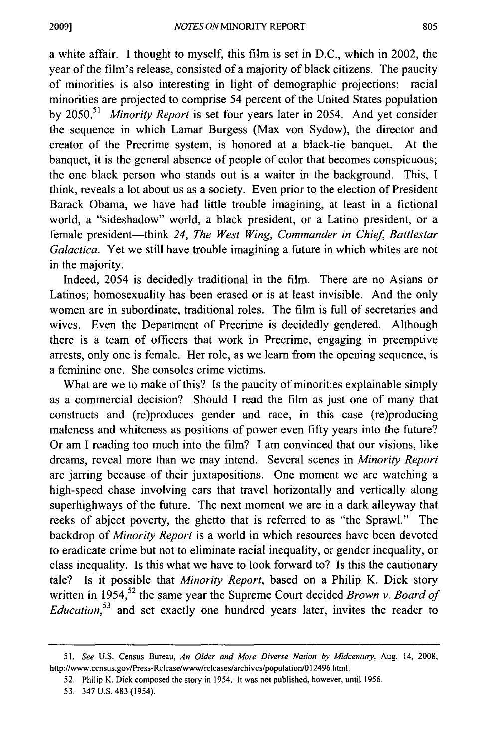a white affair. I thought to myself, this film is set in D.C., which in 2002, the year of the film's release, consisted of a majority of black citizens. The paucity of minorities is also interesting in light of demographic projections: racial minorities are projected to comprise 54 percent of the United States population by 2050.[51] *Minority Report* is set four years later in 2054. And yet consider the sequence in which Lamar Burgess (Max von Sydow), the director and creator of the Precrime system, is honored at a black-tie banquet. At the banquet, it is the general absence of people of color that becomes conspicuous; the one black person who stands out is a waiter in the background. This, I think, reveals a lot about us as a society. Even prior to the election of President Barack Obama, we have had little trouble imagining, at least in a fictional world, a "sideshadow" world, a black president, or a Latino president, or a female president—think *24*, *The West Wing*, *Commander in Chief*, *Battlestar Galactica*. Yet we still have trouble imagining a future in which whites are not in the majority.

Indeed, 2054 is decidedly traditional in the film. There are no Asians or Latinos; homosexuality has been erased or is at least invisible. And the only women are in subordinate, traditional roles. The film is full of secretaries and wives. Even the Department of Precrime is decidedly gendered. Although there is a team of officers that work in Precrime, engaging in preemptive arrests, only one is female. Her role, as we learn from the opening sequence, is a feminine one. She consoles crime victims.

What are we to make of this? Is the paucity of minorities explainable simply as a commercial decision? Should I read the film as just one of many that constructs and (re)produces gender and race, in this case (re)producing maleness and whiteness as positions of power even fifty years into the future? Or am I reading too much into the film? I am convinced that our visions, like dreams, reveal more than we may intend. Several scenes in *Minority Report* are jarring because of their juxtapositions. One moment we are watching a high-speed chase involving cars that travel horizontally and vertically along superhighways of the future. The next moment we are in a dark alleyway that reeks of abject poverty, the ghetto that is referred to as "the Sprawl." The backdrop of *Minority Report* is a world in which resources have been devoted to eradicate crime but not to eliminate racial inequality, or gender inequality, or class inequality. Is this what we have to look forward to? Is this the cautionary tale? Is it possible that *Minority Report*, based on a Philip K. Dick story written in 1954,[52] the same year the Supreme Court decided *Brown v. Board of Education*,[53] and set exactly one hundred years later, invites the reader to

---

51. *See* U.S. Census Bureau, *An Older and More Diverse Nation by Midcentury*, Aug. 14, 2008, http://www.census.gov/Press-Release/www/releases/archives/population/012496.html.

52. Philip K. Dick composed the story in 1954. It was not published, however, until 1956.

53. 347 U.S. 483 (1954).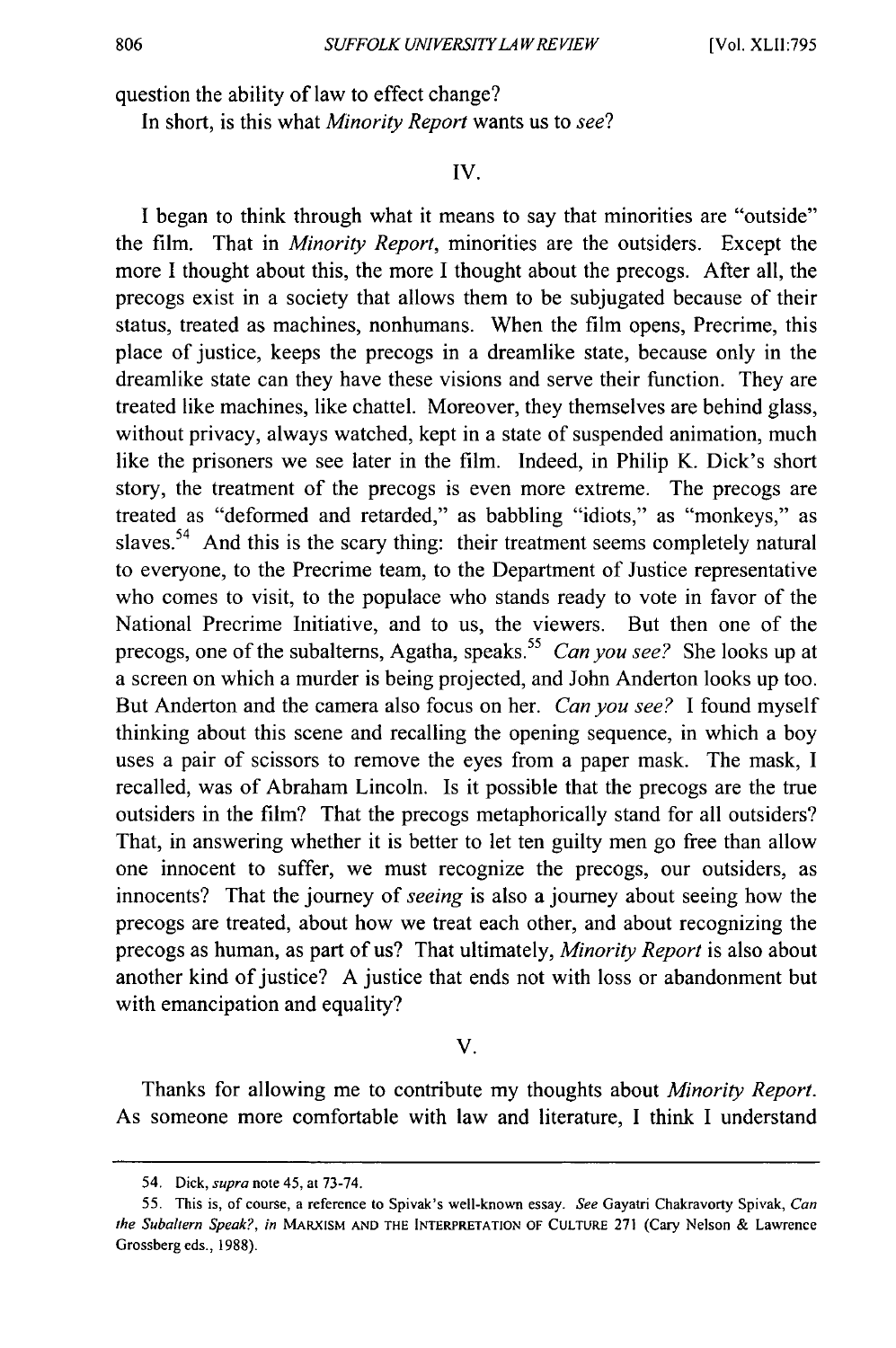question the ability of law to effect change?

In short, is this what *Minority Report* wants us to *see*?

## IV.

I began to think through what it means to say that minorities are "outside" the film. That in *Minority Report*, minorities are the outsiders. Except the more I thought about this, the more I thought about the precogs. After all, the precogs exist in a society that allows them to be subjugated because of their status, treated as machines, nonhumans. When the film opens, Precrime, this place of justice, keeps the precogs in a dreamlike state, because only in the dreamlike state can they have these visions and serve their function. They are treated like machines, like chattel. Moreover, they themselves are behind glass, without privacy, always watched, kept in a state of suspended animation, much like the prisoners we see later in the film. Indeed, in Philip K. Dick's short story, the treatment of the precogs is even more extreme. The precogs are treated as "deformed and retarded," as babbling "idiots," as "monkeys," as slaves.[54] And this is the scary thing: their treatment seems completely natural to everyone, to the Precrime team, to the Department of Justice representative who comes to visit, to the populace who stands ready to vote in favor of the National Precrime Initiative, and to us, the viewers. But then one of the precogs, one of the subalterns, Agatha, speaks.[55] *Can you see?* She looks up at a screen on which a murder is being projected, and John Anderton looks up too. But Anderton and the camera also focus on her. *Can you see?* I found myself thinking about this scene and recalling the opening sequence, in which a boy uses a pair of scissors to remove the eyes from a paper mask. The mask, I recalled, was of Abraham Lincoln. Is it possible that the precogs are the true outsiders in the film? That the precogs metaphorically stand for all outsiders? That, in answering whether it is better to let ten guilty men go free than allow one innocent to suffer, we must recognize the precogs, our outsiders, as innocents? That the journey of *seeing* is also a journey about seeing how the precogs are treated, about how we treat each other, and about recognizing the precogs as human, as part of us? That ultimately, *Minority Report* is also about another kind of justice? A justice that ends not with loss or abandonment but with emancipation and equality?

## V.

Thanks for allowing me to contribute my thoughts about *Minority Report*. As someone more comfortable with law and literature, I think I understand

---

54. Dick, *supra* note 45, at 73-74.

55. This is, of course, a reference to Spivak's well-known essay. *See* Gayatri Chakravorty Spivak, *Can the Subaltern Speak?*, *in* MARXISM AND THE INTERPRETATION OF CULTURE 271 (Cary Nelson & Lawrence Grossberg eds., 1988).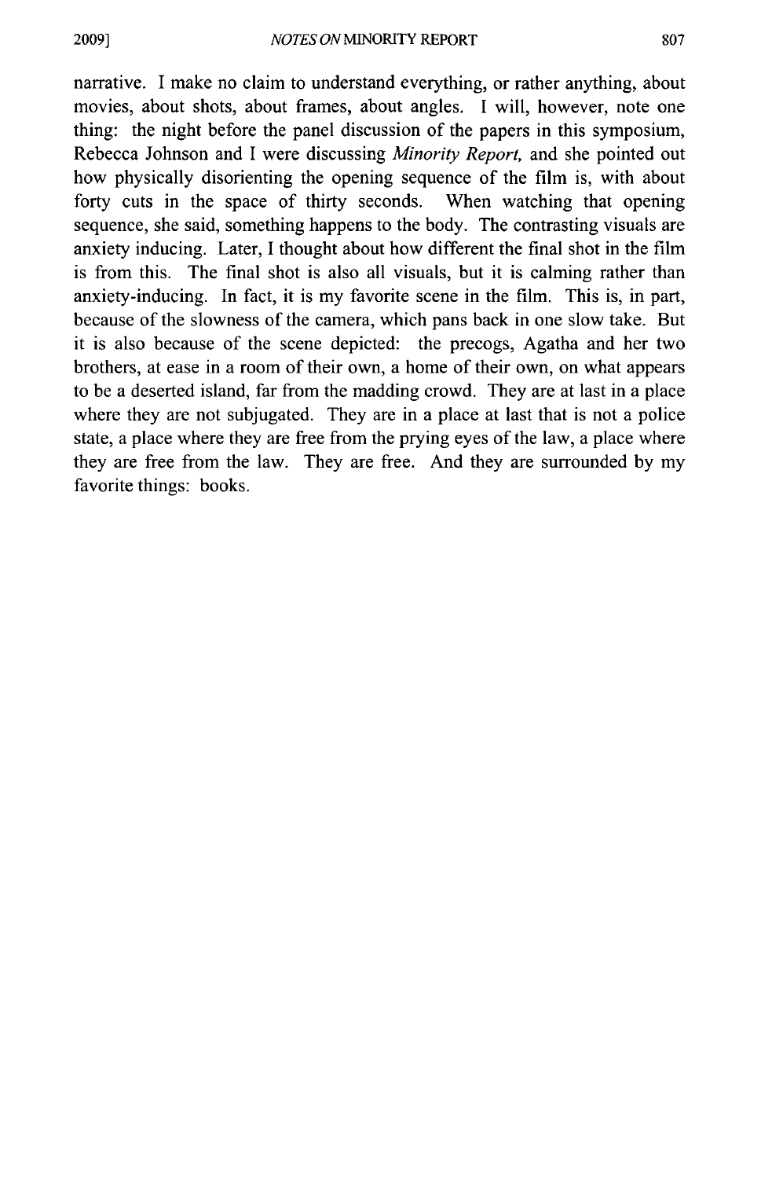narrative. I make no claim to understand everything, or rather anything, about movies, about shots, about frames, about angles. I will, however, note one thing: the night before the panel discussion of the papers in this symposium, Rebecca Johnson and I were discussing *Minority Report,* and she pointed out how physically disorienting the opening sequence of the film is, with about forty cuts in the space of thirty seconds. When watching that opening sequence, she said, something happens to the body. The contrasting visuals are anxiety inducing. Later, I thought about how different the final shot in the film is from this. The final shot is also all visuals, but it is calming rather than anxiety-inducing. In fact, it is my favorite scene in the film. This is, in part, because of the slowness of the camera, which pans back in one slow take. But it is also because of the scene depicted: the precogs, Agatha and her two brothers, at ease in a room of their own, a home of their own, on what appears to be a deserted island, far from the madding crowd. They are at last in a place where they are not subjugated. They are in a place at last that is not a police state, a place where they are free from the prying eyes of the law, a place where they are free from the law. They are free. And they are surrounded by my favorite things: books.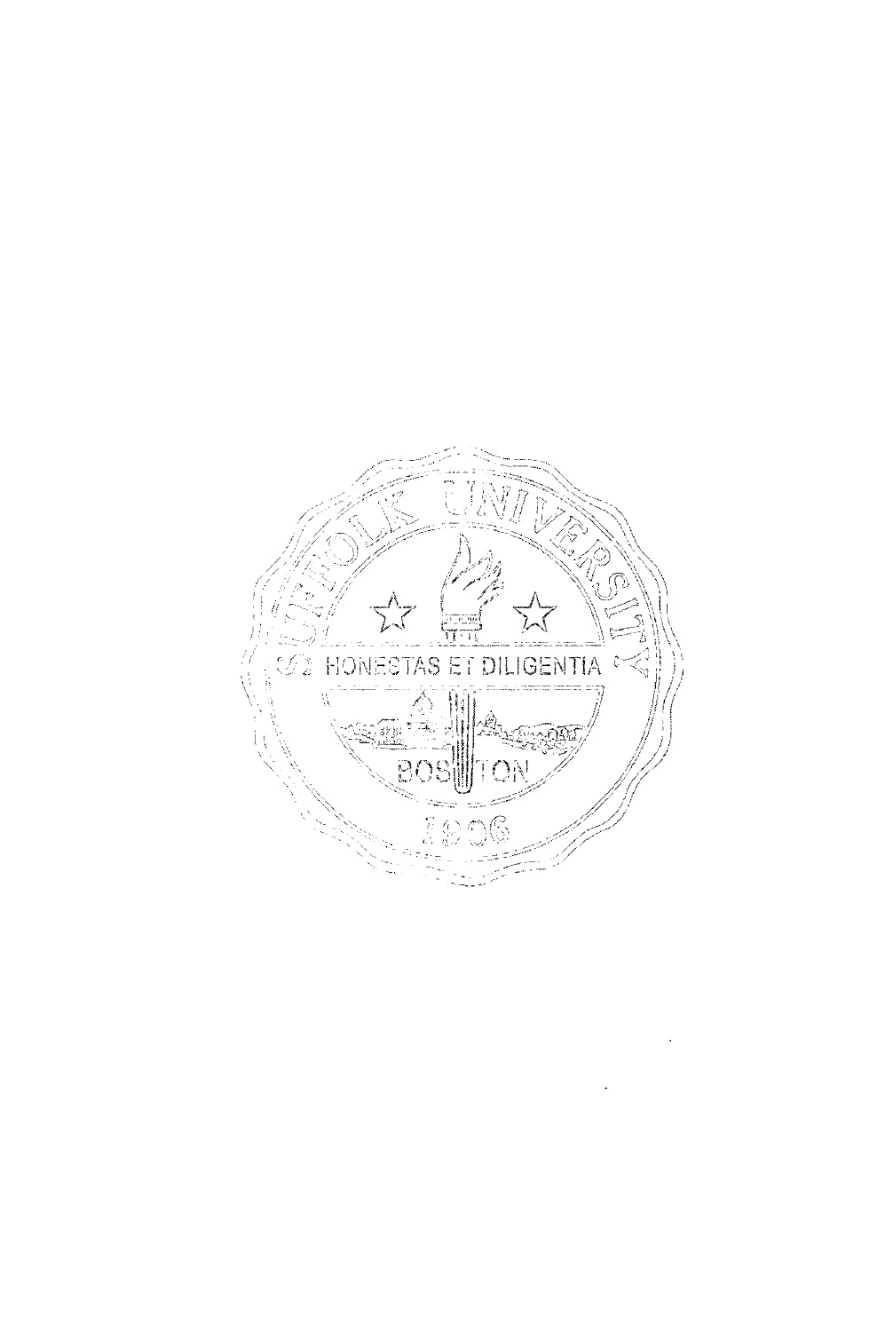SUFFOLK UNIVERSITY

HONESTAS ET DILIGENTIA

BOSTON

1906